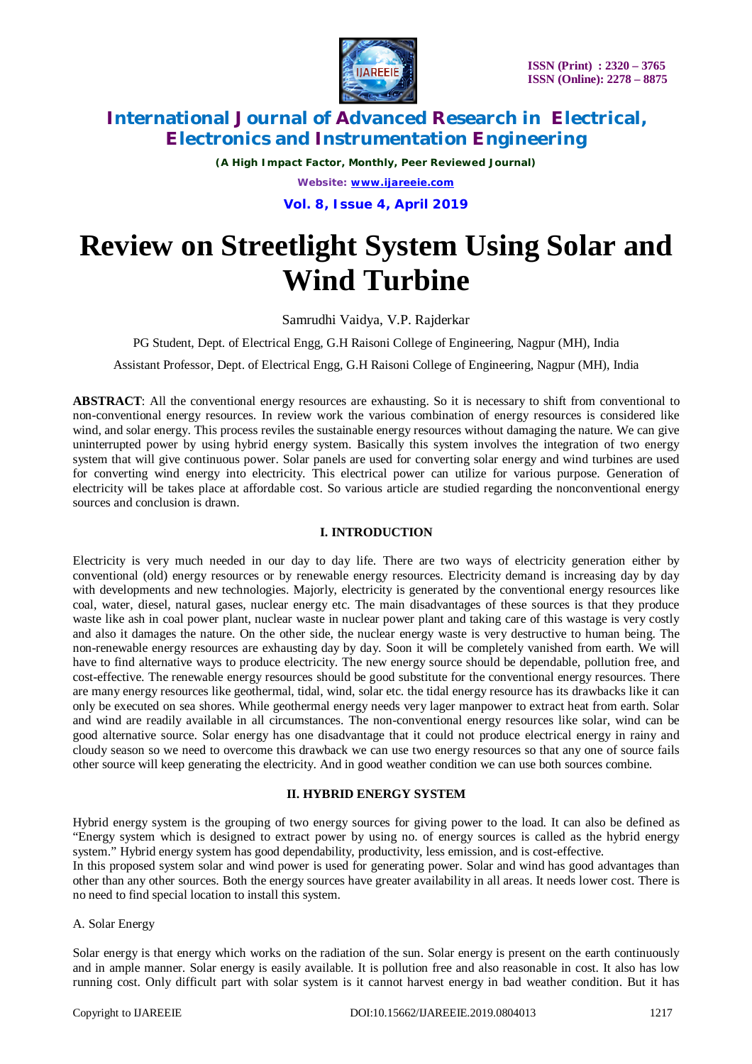# Review on Streetlight System Using Solar and Wind Turbine

Samrudhi Vaidya, V.P. Rajderkar

PG Student, Dept. of Electrical Engg, G.H Raisoni College of Engineering, Nagpur (MH), India

Assistant Professor, Dept. of Electrical Engg, G.H Raisoni College of Engineering, Nagpur (MH), India

**ABSTRACT**: All the conventional energy resources are exhausting. So it is necessary to shift from conventional to non-conventional energy resources. In review work the various combination of energy resources is considered like wind, and solar energy. This process reviles the sustainable energy resources without damaging the nature. We can give uninterrupted power by using hybrid energy system. Basically this system involves the integration of two energy system that will give continuous power. Solar panels are used for converting solar energy and wind turbines are used for converting wind energy into electricity. This electrical power can utilize for various purpose. Generation of electricity will be takes place at affordable cost. So various article are studied regarding the nonconventional energy sources and conclusion is drawn.

## I. INTRODUCTION

Electricity is very much needed in our day to day life. There are two ways of electricity generation either by conventional (old) energy resources or by renewable energy resources. Electricity demand is increasing day by day with developments and new technologies. Majorly, electricity is generated by the conventional energy resources like coal, water, diesel, natural gases, nuclear energy etc. The main disadvantages of these sources is that they produce waste like ash in coal power plant, nuclear waste in nuclear power plant and taking care of this wastage is very costly and also it damages the nature. On the other side, the nuclear energy waste is very destructive to human being. The non-renewable energy resources are exhausting day by day. Soon it will be completely vanished from earth. We will have to find alternative ways to produce electricity. The new energy source should be dependable, pollution free, and cost-effective. The renewable energy resources should be good substitute for the conventional energy resources. There are many energy resources like geothermal, tidal, wind, solar etc. the tidal energy resource has its drawbacks like it can only be executed on sea shores. While geothermal energy needs very lager manpower to extract heat from earth. Solar and wind are readily available in all circumstances. The non-conventional energy resources like solar, wind can be good alternative source. Solar energy has one disadvantage that it could not produce electrical energy in rainy and cloudy season so we need to overcome this drawback we can use two energy resources so that any one of source fails other source will keep generating the electricity. And in good weather condition we can use both sources combine.

## II. HYBRID ENERGY SYSTEM

Hybrid energy system is the grouping of two energy sources for giving power to the load. It can also be defined as "Energy system which is designed to extract power by using no. of energy sources is called as the hybrid energy system." Hybrid energy system has good dependability, productivity, less emission, and is cost-effective.

In this proposed system solar and wind power is used for generating power. Solar and wind has good advantages than other than any other sources. Both the energy sources have greater availability in all areas. It needs lower cost. There is no need to find special location to install this system.

### A. Solar Energy

Solar energy is that energy which works on the radiation of the sun. Solar energy is present on the earth continuously and in ample manner. Solar energy is easily available. It is pollution free and also reasonable in cost. It also has low running cost. Only difficult part with solar system is it cannot harvest energy in bad weather condition. But it has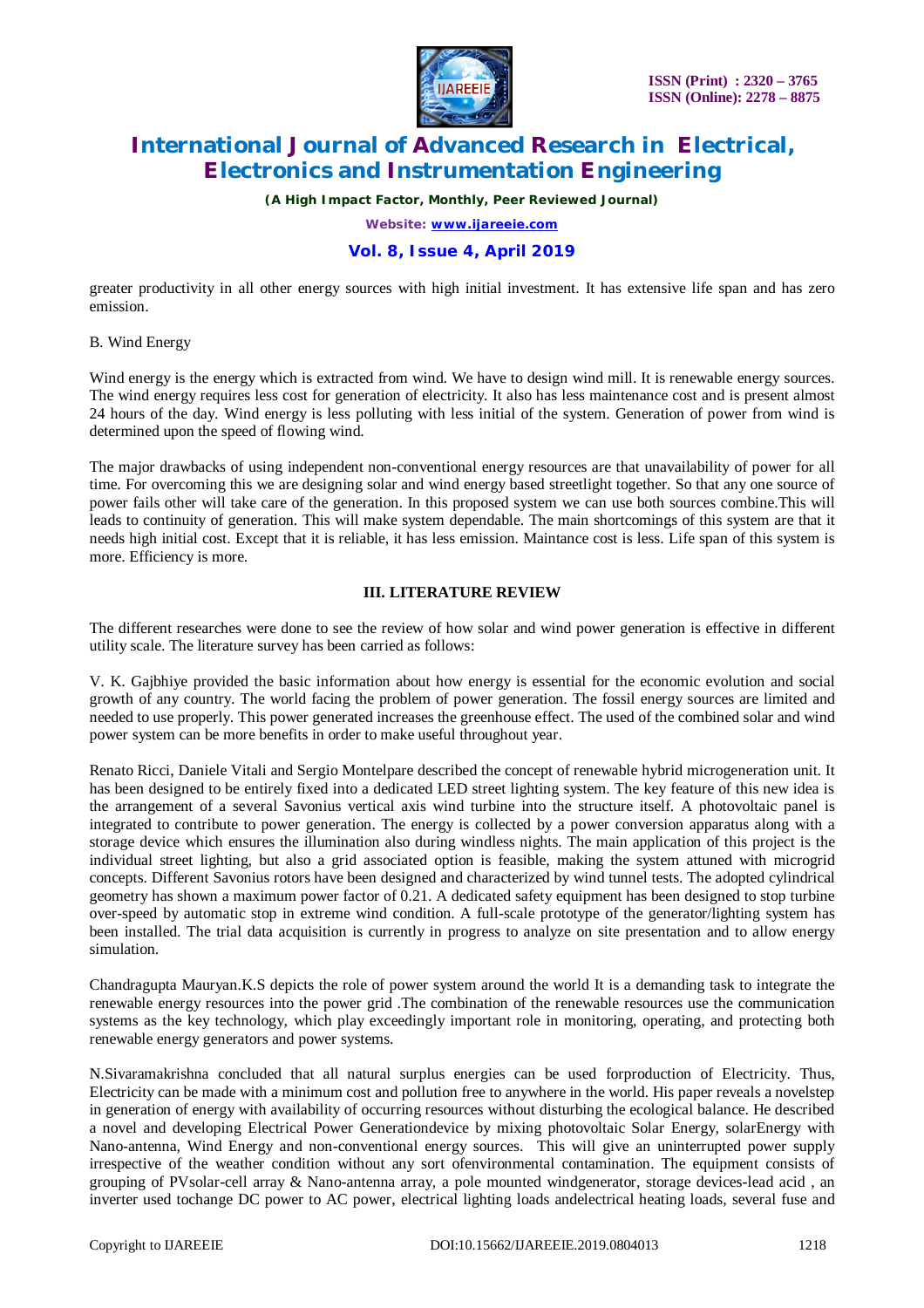greater productivity in all other energy sources with high initial investment. It has extensive life span and has zero emission.

B. Wind Energy

Wind energy is the energy which is extracted from wind. We have to design wind mill. It is renewable energy sources. The wind energy requires less cost for generation of electricity. It also has less maintenance cost and is present almost 24 hours of the day. Wind energy is less polluting with less initial of the system. Generation of power from wind is determined upon the speed of flowing wind.

The major drawbacks of using independent non-conventional energy resources are that unavailability of power for all time. For overcoming this we are designing solar and wind energy based streetlight together. So that any one source of power fails other will take care of the generation. In this proposed system we can use both sources combine.This will leads to continuity of generation. This will make system dependable. The main shortcomings of this system are that it needs high initial cost. Except that it is reliable, it has less emission. Maintance cost is less. Life span of this system is more. Efficiency is more.

## III. LITERATURE REVIEW

The different researches were done to see the review of how solar and wind power generation is effective in different utility scale. The literature survey has been carried as follows:

V. K. Gajbhiye provided the basic information about how energy is essential for the economic evolution and social growth of any country. The world facing the problem of power generation. The fossil energy sources are limited and needed to use properly. This power generated increases the greenhouse effect. The used of the combined solar and wind power system can be more benefits in order to make useful throughout year.

Renato Ricci, Daniele Vitali and Sergio Montelpare described the concept of renewable hybrid microgeneration unit. It has been designed to be entirely fixed into a dedicated LED street lighting system. The key feature of this new idea is the arrangement of a several Savonius vertical axis wind turbine into the structure itself. A photovoltaic panel is integrated to contribute to power generation. The energy is collected by a power conversion apparatus along with a storage device which ensures the illumination also during windless nights. The main application of this project is the individual street lighting, but also a grid associated option is feasible, making the system attuned with microgrid concepts. Different Savonius rotors have been designed and characterized by wind tunnel tests. The adopted cylindrical geometry has shown a maximum power factor of 0.21. A dedicated safety equipment has been designed to stop turbine over-speed by automatic stop in extreme wind condition. A full-scale prototype of the generator/lighting system has been installed. The trial data acquisition is currently in progress to analyze on site presentation and to allow energy simulation.

Chandragupta Mauryan.K.S depicts the role of power system around the world It is a demanding task to integrate the renewable energy resources into the power grid .The combination of the renewable resources use the communication systems as the key technology, which play exceedingly important role in monitoring, operating, and protecting both renewable energy generators and power systems.

N.Sivaramakrishna concluded that all natural surplus energies can be used forproduction of Electricity. Thus, Electricity can be made with a minimum cost and pollution free to anywhere in the world. His paper reveals a novelstep in generation of energy with availability of occurring resources without disturbing the ecological balance. He described a novel and developing Electrical Power Generationdevice by mixing photovoltaic Solar Energy, solarEnergy with Nano-antenna, Wind Energy and non-conventional energy sources. This will give an uninterrupted power supply irrespective of the weather condition without any sort ofenvironmental contamination. The equipment consists of grouping of PVsolar-cell array & Nano-antenna array, a pole mounted windgenerator, storage devices-lead acid , an inverter used tochange DC power to AC power, electrical lighting loads andelectrical heating loads, several fuse and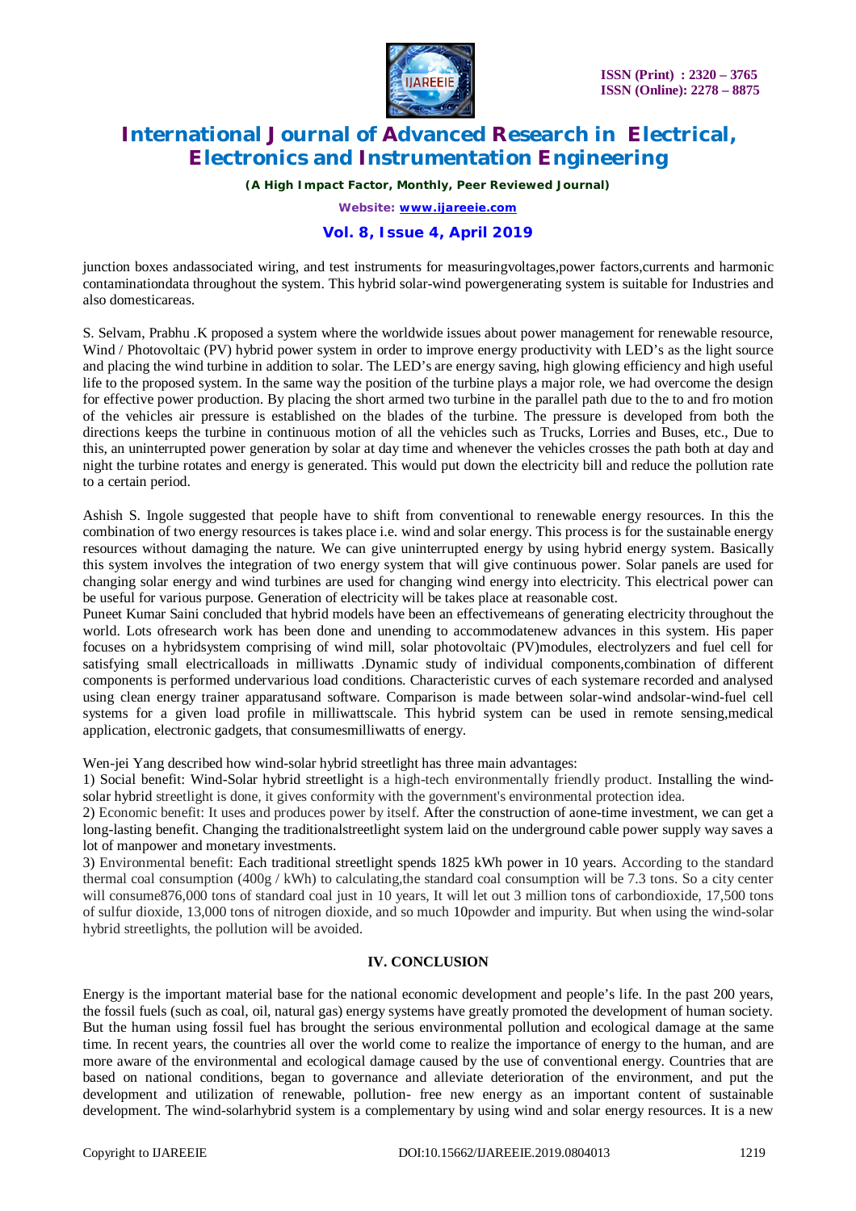junction boxes andassociated wiring, and test instruments for measuringvoltages,power factors,currents and harmonic contaminationdata throughout the system. This hybrid solar-wind powergenerating system is suitable for Industries and also domesticareas.

S. Selvam, Prabhu .K proposed a system where the worldwide issues about power management for renewable resource, Wind / Photovoltaic (PV) hybrid power system in order to improve energy productivity with LED's as the light source and placing the wind turbine in addition to solar. The LED's are energy saving, high glowing efficiency and high useful life to the proposed system. In the same way the position of the turbine plays a major role, we had overcome the design for effective power production. By placing the short armed two turbine in the parallel path due to the to and fro motion of the vehicles air pressure is established on the blades of the turbine. The pressure is developed from both the directions keeps the turbine in continuous motion of all the vehicles such as Trucks, Lorries and Buses, etc., Due to this, an uninterrupted power generation by solar at day time and whenever the vehicles crosses the path both at day and night the turbine rotates and energy is generated. This would put down the electricity bill and reduce the pollution rate to a certain period.

Ashish S. Ingole suggested that people have to shift from conventional to renewable energy resources. In this the combination of two energy resources is takes place i.e. wind and solar energy. This process is for the sustainable energy resources without damaging the nature. We can give uninterrupted energy by using hybrid energy system. Basically this system involves the integration of two energy system that will give continuous power. Solar panels are used for changing solar energy and wind turbines are used for changing wind energy into electricity. This electrical power can be useful for various purpose. Generation of electricity will be takes place at reasonable cost.
Puneet Kumar Saini concluded that hybrid models have been an effectivemeans of generating electricity throughout the world. Lots ofresearch work has been done and unending to accommodatenew advances in this system. His paper focuses on a hybridsystem comprising of wind mill, solar photovoltaic (PV)modules, electrolyzers and fuel cell for satisfying small electricalloads in milliwatts .Dynamic study of individual components,combination of different components is performed undervarious load conditions. Characteristic curves of each systemare recorded and analysed using clean energy trainer apparatusand software. Comparison is made between solar-wind andsolar-wind-fuel cell systems for a given load profile in milliwattscale. This hybrid system can be used in remote sensing,medical application, electronic gadgets, that consumesmilliwatts of energy.

Wen-jei Yang described how wind-solar hybrid streetlight has three main advantages:
1) Social benefit: Wind-Solar hybrid streetlight is a high-tech environmentally friendly product. Installing the wind-solar hybrid streetlight is done, it gives conformity with the government's environmental protection idea.
2) Economic benefit: It uses and produces power by itself. After the construction of aone-time investment, we can get a long-lasting benefit. Changing the traditionalstreetlight system laid on the underground cable power supply way saves a lot of manpower and monetary investments.
3) Environmental benefit: Each traditional streetlight spends 1825 kWh power in 10 years. According to the standard thermal coal consumption (400g / kWh) to calculating,the standard coal consumption will be 7.3 tons. So a city center will consume876,000 tons of standard coal just in 10 years, It will let out 3 million tons of carbondioxide, 17,500 tons of sulfur dioxide, 13,000 tons of nitrogen dioxide, and so much 10powder and impurity. But when using the wind-solar hybrid streetlights, the pollution will be avoided.

## IV. CONCLUSION

Energy is the important material base for the national economic development and people's life. In the past 200 years, the fossil fuels (such as coal, oil, natural gas) energy systems have greatly promoted the development of human society. But the human using fossil fuel has brought the serious environmental pollution and ecological damage at the same time. In recent years, the countries all over the world come to realize the importance of energy to the human, and are more aware of the environmental and ecological damage caused by the use of conventional energy. Countries that are based on national conditions, began to governance and alleviate deterioration of the environment, and put the development and utilization of renewable, pollution- free new energy as an important content of sustainable development. The wind-solarhybrid system is a complementary by using wind and solar energy resources. It is a new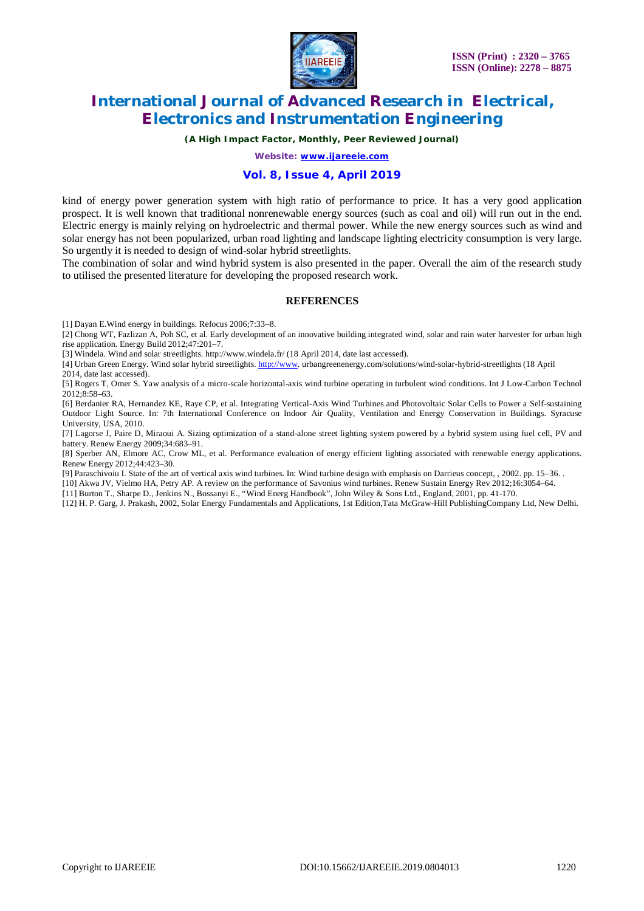kind of energy power generation system with high ratio of performance to price. It has a very good application prospect. It is well known that traditional nonrenewable energy sources (such as coal and oil) will run out in the end. Electric energy is mainly relying on hydroelectric and thermal power. While the new energy sources such as wind and solar energy has not been popularized, urban road lighting and landscape lighting electricity consumption is very large. So urgently it is needed to design of wind-solar hybrid streetlights.

The combination of solar and wind hybrid system is also presented in the paper. Overall the aim of the research study to utilised the presented literature for developing the proposed research work.

## REFERENCES

[1] Dayan E.Wind energy in buildings. Refocus 2006;7:33–8.

[2] Chong WT, Fazlizan A, Poh SC, et al. Early development of an innovative building integrated wind, solar and rain water harvester for urban high rise application. Energy Build 2012;47:201–7.

[3] Windela. Wind and solar streetlights. http://www.windela.fr/ (18 April 2014, date last accessed).

[4] Urban Green Energy. Wind solar hybrid streetlights. http://www. urbangreenenergy.com/solutions/wind-solar-hybrid-streetlights (18 April 2014, date last accessed).

[5] Rogers T, Omer S. Yaw analysis of a micro-scale horizontal-axis wind turbine operating in turbulent wind conditions. Int J Low-Carbon Technol 2012;8:58–63.

[6] Berdanier RA, Hernandez KE, Raye CP, et al. Integrating Vertical-Axis Wind Turbines and Photovoltaic Solar Cells to Power a Self-sustaining Outdoor Light Source. In: 7th International Conference on Indoor Air Quality, Ventilation and Energy Conservation in Buildings. Syracuse University, USA, 2010.

[7] Lagorse J, Paire D, Miraoui A. Sizing optimization of a stand-alone street lighting system powered by a hybrid system using fuel cell, PV and battery. Renew Energy 2009;34:683–91.

[8] Sperber AN, Elmore AC, Crow ML, et al. Performance evaluation of energy efficient lighting associated with renewable energy applications. Renew Energy 2012;44:423–30.

[9] Paraschivoiu I. State of the art of vertical axis wind turbines. In: Wind turbine design with emphasis on Darrieus concept, , 2002. pp. 15–36. .

[10] Akwa JV, Vielmo HA, Petry AP. A review on the performance of Savonius wind turbines. Renew Sustain Energy Rev 2012;16:3054–64.

[11] Burton T., Sharpe D., Jenkins N., Bossanyi E., "Wind Energ Handbook", John Wiley & Sons Ltd., England, 2001, pp. 41-170.

[12] H. P. Garg, J. Prakash, 2002, Solar Energy Fundamentals and Applications, 1st Edition,Tata McGraw-Hill PublishingCompany Ltd, New Delhi.